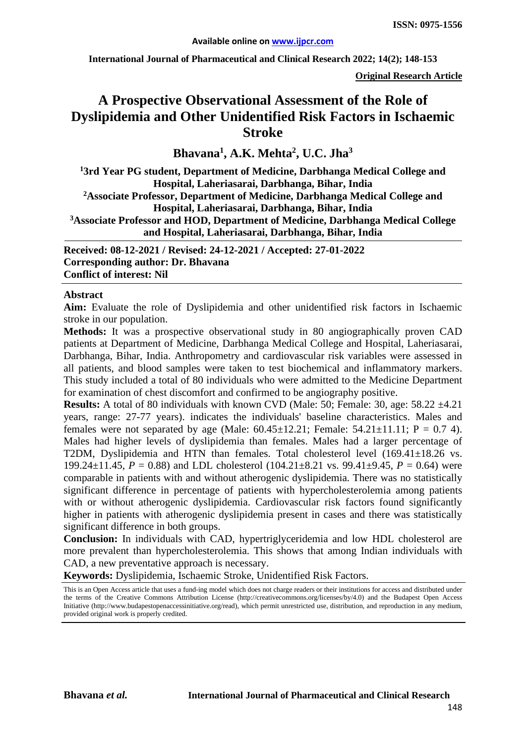Available online on www.ijpcr.com

International Journal of Pharmaceutical and Clinical Research 2022; 14(2); 148-153

ISSN: 0975-1556

**Original Research Article**

# A Prospective Observational Assessment of the Role of Dyslipidemia and Other Unidentified Risk Factors in Ischaemic Stroke

**Bhavana[1], A.K. Mehta[2], U.C. Jha[3]**

**[1]3rd Year PG student, Department of Medicine, Darbhanga Medical College and Hospital, Laheriasarai, Darbhanga, Bihar, India**
**[2]Associate Professor, Department of Medicine, Darbhanga Medical College and Hospital, Laheriasarai, Darbhanga, Bihar, India**
**[3]Associate Professor and HOD, Department of Medicine, Darbhanga Medical College and Hospital, Laheriasarai, Darbhanga, Bihar, India**

**Received: 08-12-2021 / Revised: 24-12-2021 / Accepted: 27-01-2022**
**Corresponding author: Dr. Bhavana**
**Conflict of interest: Nil**

## Abstract

**Aim:** Evaluate the role of Dyslipidemia and other unidentified risk factors in Ischaemic stroke in our population.

**Methods:** It was a prospective observational study in 80 angiographically proven CAD patients at Department of Medicine, Darbhanga Medical College and Hospital, Laheriasarai, Darbhanga, Bihar, India. Anthropometry and cardiovascular risk variables were assessed in all patients, and blood samples were taken to test biochemical and inflammatory markers. This study included a total of 80 individuals who were admitted to the Medicine Department for examination of chest discomfort and confirmed to be angiography positive.

**Results:** A total of 80 individuals with known CVD (Male: 50; Female: 30, age: 58.22 ±4.21 years, range: 27-77 years). indicates the individuals' baseline characteristics. Males and females were not separated by age (Male: 60.45±12.21; Female: 54.21±11.11; P = 0.7 4). Males had higher levels of dyslipidemia than females. Males had a larger percentage of T2DM, Dyslipidemia and HTN than females. Total cholesterol level (169.41±18.26 vs. 199.24±11.45, *P* = 0.88) and LDL cholesterol (104.21±8.21 vs. 99.41±9.45, *P* = 0.64) were comparable in patients with and without atherogenic dyslipidemia. There was no statistically significant difference in percentage of patients with hypercholesterolemia among patients with or without atherogenic dyslipidemia. Cardiovascular risk factors found significantly higher in patients with atherogenic dyslipidemia present in cases and there was statistically significant difference in both groups.

**Conclusion:** In individuals with CAD, hypertriglyceridemia and low HDL cholesterol are more prevalent than hypercholesterolemia. This shows that among Indian individuals with CAD, a new preventative approach is necessary.

**Keywords:** Dyslipidemia, Ischaemic Stroke, Unidentified Risk Factors.

This is an Open Access article that uses a fund-ing model which does not charge readers or their institutions for access and distributed under the terms of the Creative Commons Attribution License (http://creativecommons.org/licenses/by/4.0) and the Budapest Open Access Initiative (http://www.budapestopenaccessinitiative.org/read), which permit unrestricted use, distribution, and reproduction in any medium, provided original work is properly credited.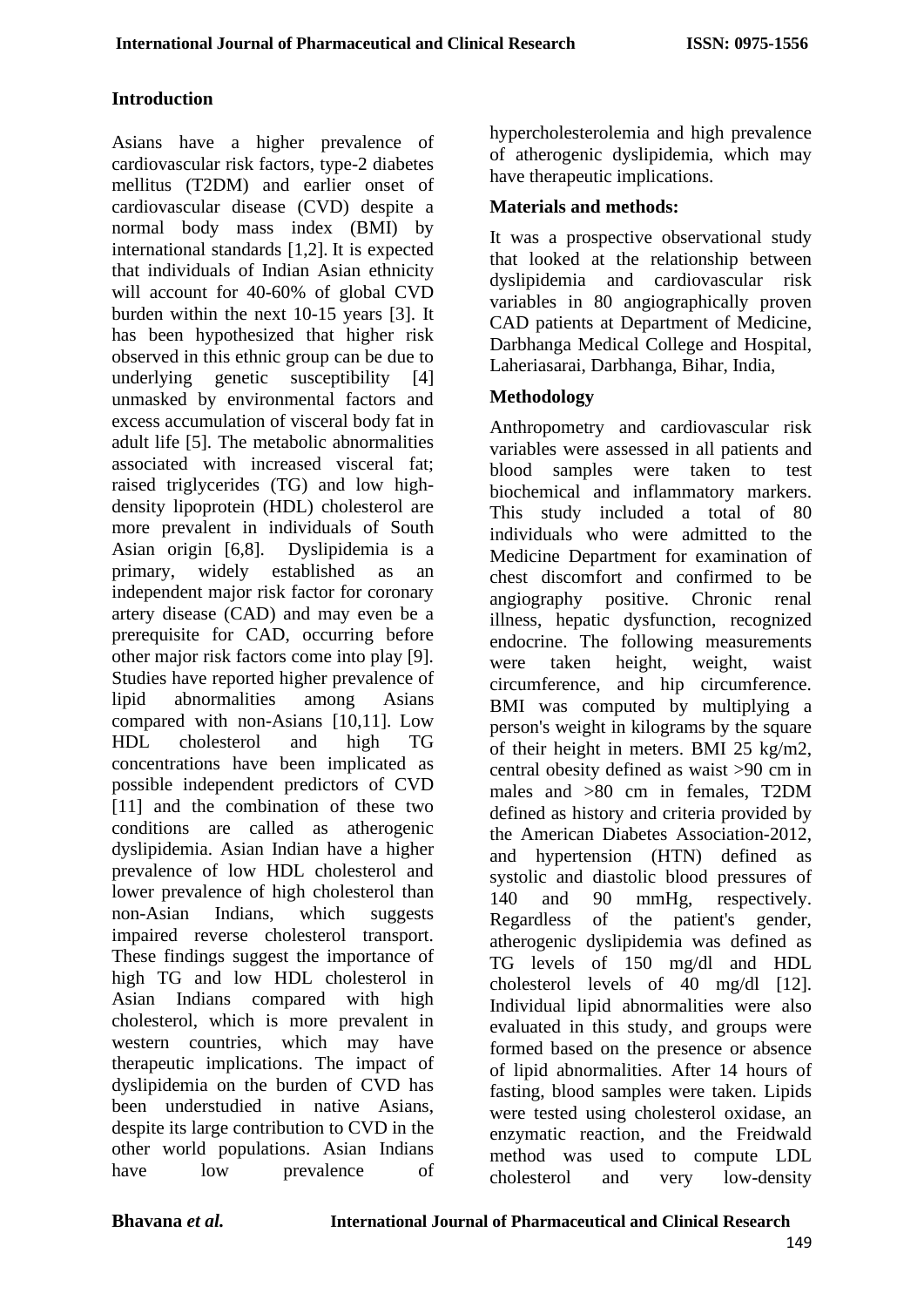## Introduction

Asians have a higher prevalence of cardiovascular risk factors, type-2 diabetes mellitus (T2DM) and earlier onset of cardiovascular disease (CVD) despite a normal body mass index (BMI) by international standards [1,2]. It is expected that individuals of Indian Asian ethnicity will account for 40-60% of global CVD burden within the next 10-15 years [3]. It has been hypothesized that higher risk observed in this ethnic group can be due to underlying genetic susceptibility [4] unmasked by environmental factors and excess accumulation of visceral body fat in adult life [5]. The metabolic abnormalities associated with increased visceral fat; raised triglycerides (TG) and low high-density lipoprotein (HDL) cholesterol are more prevalent in individuals of South Asian origin [6,8]. Dyslipidemia is a primary, widely established as an independent major risk factor for coronary artery disease (CAD) and may even be a prerequisite for CAD, occurring before other major risk factors come into play [9]. Studies have reported higher prevalence of lipid abnormalities among Asians compared with non-Asians [10,11]. Low HDL cholesterol and high TG concentrations have been implicated as possible independent predictors of CVD [11] and the combination of these two conditions are called as atherogenic dyslipidemia. Asian Indian have a higher prevalence of low HDL cholesterol and lower prevalence of high cholesterol than non-Asian Indians, which suggests impaired reverse cholesterol transport. These findings suggest the importance of high TG and low HDL cholesterol in Asian Indians compared with high cholesterol, which is more prevalent in western countries, which may have therapeutic implications. The impact of dyslipidemia on the burden of CVD has been understudied in native Asians, despite its large contribution to CVD in the other world populations. Asian Indians have low prevalence of hypercholesterolemia and high prevalence of atherogenic dyslipidemia, which may have therapeutic implications.

## Materials and methods:

It was a prospective observational study that looked at the relationship between dyslipidemia and cardiovascular risk variables in 80 angiographically proven CAD patients at Department of Medicine, Darbhanga Medical College and Hospital, Laheriasarai, Darbhanga, Bihar, India,

## Methodology

Anthropometry and cardiovascular risk variables were assessed in all patients and blood samples were taken to test biochemical and inflammatory markers. This study included a total of 80 individuals who were admitted to the Medicine Department for examination of chest discomfort and confirmed to be angiography positive. Chronic renal illness, hepatic dysfunction, recognized endocrine. The following measurements were taken height, weight, waist circumference, and hip circumference. BMI was computed by multiplying a person's weight in kilograms by the square of their height in meters. BMI 25 kg/m2, central obesity defined as waist >90 cm in males and >80 cm in females, T2DM defined as history and criteria provided by the American Diabetes Association-2012, and hypertension (HTN) defined as systolic and diastolic blood pressures of 140 and 90 mmHg, respectively. Regardless of the patient's gender, atherogenic dyslipidemia was defined as TG levels of 150 mg/dl and HDL cholesterol levels of 40 mg/dl [12]. Individual lipid abnormalities were also evaluated in this study, and groups were formed based on the presence or absence of lipid abnormalities. After 14 hours of fasting, blood samples were taken. Lipids were tested using cholesterol oxidase, an enzymatic reaction, and the Freidwald method was used to compute LDL cholesterol and very low-density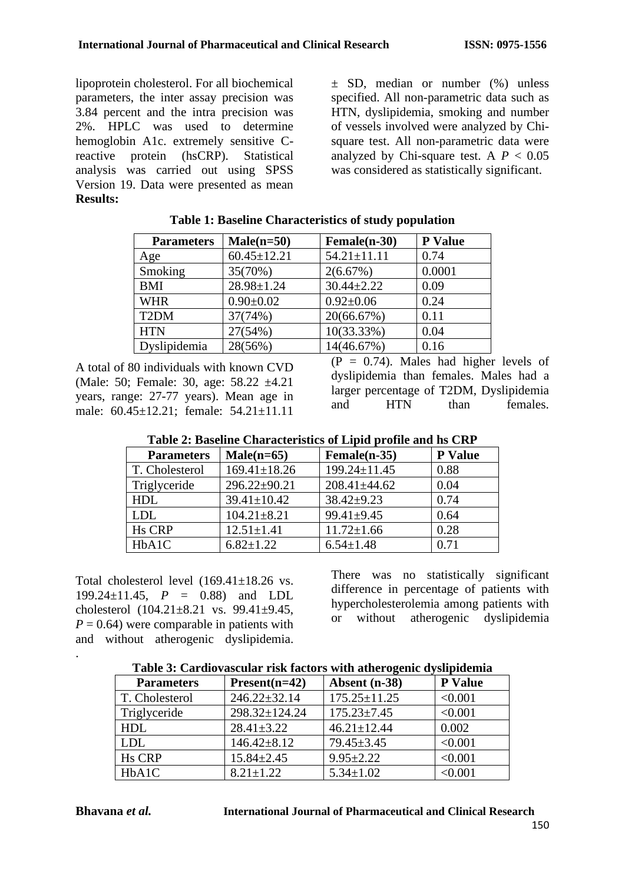lipoprotein cholesterol. For all biochemical parameters, the inter assay precision was 3.84 percent and the intra precision was 2%. HPLC was used to determine hemoglobin A1c. extremely sensitive C-reactive protein (hsCRP). Statistical analysis was carried out using SPSS Version 19. Data were presented as mean ± SD, median or number (%) unless specified. All non-parametric data such as HTN, dyslipidemia, smoking and number of vessels involved were analyzed by Chi-square test. All non-parametric data were analyzed by Chi-square test. A $P < 0.05$ was considered as statistically significant.

**Results:**

**Table 1: Baseline Characteristics of study population**

| Parameters | Male(n=50) | Female(n-30) | P Value |
|---|---|---|---|
| Age | 60.45±12.21 | 54.21±11.11 | 0.74 |
| Smoking | 35(70%) | 2(6.67%) | 0.0001 |
| BMI | 28.98±1.24 | 30.44±2.22 | 0.09 |
| WHR | 0.90±0.02 | 0.92±0.06 | 0.24 |
| T2DM | 37(74%) | 20(66.67%) | 0.11 |
| HTN | 27(54%) | 10(33.33%) | 0.04 |
| Dyslipidemia | 28(56%) | 14(46.67%) | 0.16 |

A total of 80 individuals with known CVD (Male: 50; Female: 30, age: 58.22 ±4.21 years, range: 27-77 years). Mean age in male: 60.45±12.21; female: 54.21±11.11 (P = 0.74). Males had higher levels of dyslipidemia than females. Males had a larger percentage of T2DM, Dyslipidemia and HTN than females.

**Table 2: Baseline Characteristics of Lipid profile and hs CRP**

| Parameters | Male(n=65) | Female(n-35) | P Value |
|---|---|---|---|
| T. Cholesterol | 169.41±18.26 | 199.24±11.45 | 0.88 |
| Triglyceride | 296.22±90.21 | 208.41±44.62 | 0.04 |
| HDL | 39.41±10.42 | 38.42±9.23 | 0.74 |
| LDL | 104.21±8.21 | 99.41±9.45 | 0.64 |
| Hs CRP | 12.51±1.41 | 11.72±1.66 | 0.28 |
| HbA1C | 6.82±1.22 | 6.54±1.48 | 0.71 |

Total cholesterol level (169.41±18.26 vs. 199.24±11.45, $P$ = 0.88) and LDL cholesterol (104.21±8.21 vs. 99.41±9.45, $P$ = 0.64) were comparable in patients with and without atherogenic dyslipidemia. There was no statistically significant difference in percentage of patients with hypercholesterolemia among patients with or without atherogenic dyslipidemia

.

**Table 3: Cardiovascular risk factors with atherogenic dyslipidemia**

| Parameters | Present(n=42) | Absent (n-38) | P Value |
|---|---|---|---|
| T. Cholesterol | 246.22±32.14 | 175.25±11.25 | <0.001 |
| Triglyceride | 298.32±124.24 | 175.23±7.45 | <0.001 |
| HDL | 28.41±3.22 | 46.21±12.44 | 0.002 |
| LDL | 146.42±8.12 | 79.45±3.45 | <0.001 |
| Hs CRP | 15.84±2.45 | 9.95±2.22 | <0.001 |
| HbA1C | 8.21±1.22 | 5.34±1.02 | <0.001 |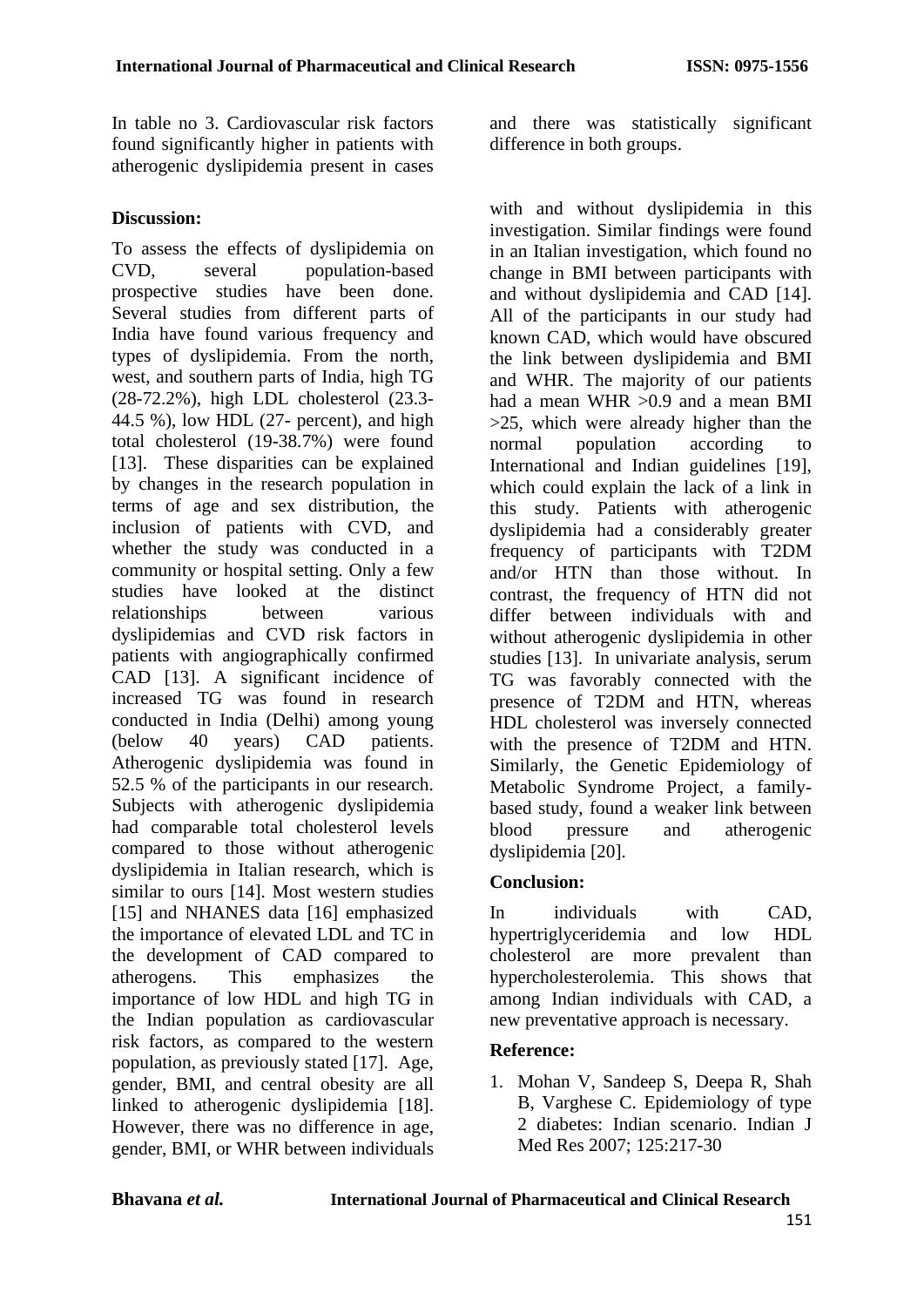In table no 3. Cardiovascular risk factors found significantly higher in patients with atherogenic dyslipidemia present in cases and there was statistically significant difference in both groups.

## Discussion:

To assess the effects of dyslipidemia on CVD, several population-based prospective studies have been done. Several studies from different parts of India have found various frequency and types of dyslipidemia. From the north, west, and southern parts of India, high TG (28-72.2%), high LDL cholesterol (23.3-44.5 %), low HDL (27- percent), and high total cholesterol (19-38.7%) were found [13]. These disparities can be explained by changes in the research population in terms of age and sex distribution, the inclusion of patients with CVD, and whether the study was conducted in a community or hospital setting. Only a few studies have looked at the distinct relationships between various dyslipidemias and CVD risk factors in patients with angiographically confirmed CAD [13]. A significant incidence of increased TG was found in research conducted in India (Delhi) among young (below 40 years) CAD patients. Atherogenic dyslipidemia was found in 52.5 % of the participants in our research. Subjects with atherogenic dyslipidemia had comparable total cholesterol levels compared to those without atherogenic dyslipidemia in Italian research, which is similar to ours [14]. Most western studies [15] and NHANES data [16] emphasized the importance of elevated LDL and TC in the development of CAD compared to atherogens. This emphasizes the importance of low HDL and high TG in the Indian population as cardiovascular risk factors, as compared to the western population, as previously stated [17]. Age, gender, BMI, and central obesity are all linked to atherogenic dyslipidemia [18]. However, there was no difference in age, gender, BMI, or WHR between individuals with and without dyslipidemia in this investigation. Similar findings were found in an Italian investigation, which found no change in BMI between participants with and without dyslipidemia and CAD [14]. All of the participants in our study had known CAD, which would have obscured the link between dyslipidemia and BMI and WHR. The majority of our patients had a mean WHR >0.9 and a mean BMI >25, which were already higher than the normal population according to International and Indian guidelines [19], which could explain the lack of a link in this study. Patients with atherogenic dyslipidemia had a considerably greater frequency of participants with T2DM and/or HTN than those without. In contrast, the frequency of HTN did not differ between individuals with and without atherogenic dyslipidemia in other studies [13]. In univariate analysis, serum TG was favorably connected with the presence of T2DM and HTN, whereas HDL cholesterol was inversely connected with the presence of T2DM and HTN. Similarly, the Genetic Epidemiology of Metabolic Syndrome Project, a family-based study, found a weaker link between blood pressure and atherogenic dyslipidemia [20].

## Conclusion:

In individuals with CAD, hypertriglyceridemia and low HDL cholesterol are more prevalent than hypercholesterolemia. This shows that among Indian individuals with CAD, a new preventative approach is necessary.

## Reference:

1. Mohan V, Sandeep S, Deepa R, Shah B, Varghese C. Epidemiology of type 2 diabetes: Indian scenario. Indian J Med Res 2007; 125:217-30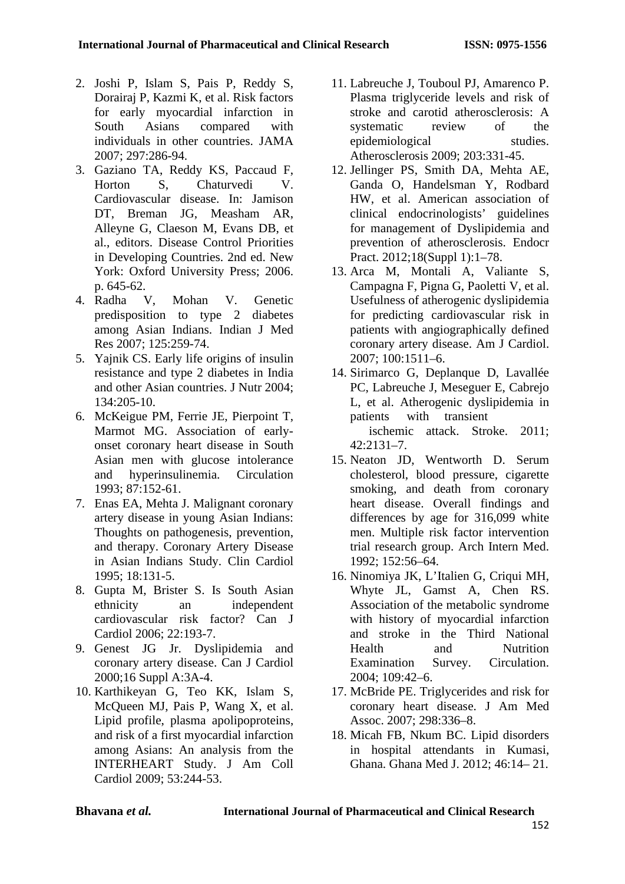2. Joshi P, Islam S, Pais P, Reddy S, Dorairaj P, Kazmi K, et al. Risk factors for early myocardial infarction in South Asians compared with individuals in other countries. JAMA 2007; 297:286-94.
3. Gaziano TA, Reddy KS, Paccaud F, Horton S, Chaturvedi V. Cardiovascular disease. In: Jamison DT, Breman JG, Measham AR, Alleyne G, Claeson M, Evans DB, et al., editors. Disease Control Priorities in Developing Countries. 2nd ed. New York: Oxford University Press; 2006. p. 645-62.
4. Radha V, Mohan V. Genetic predisposition to type 2 diabetes among Asian Indians. Indian J Med Res 2007; 125:259-74.
5. Yajnik CS. Early life origins of insulin resistance and type 2 diabetes in India and other Asian countries. J Nutr 2004; 134:205-10.
6. McKeigue PM, Ferrie JE, Pierpoint T, Marmot MG. Association of early-onset coronary heart disease in South Asian men with glucose intolerance and hyperinsulinemia. Circulation 1993; 87:152-61.
7. Enas EA, Mehta J. Malignant coronary artery disease in young Asian Indians: Thoughts on pathogenesis, prevention, and therapy. Coronary Artery Disease in Asian Indians Study. Clin Cardiol 1995; 18:131-5.
8. Gupta M, Brister S. Is South Asian ethnicity an independent cardiovascular risk factor? Can J Cardiol 2006; 22:193-7.
9. Genest JG Jr. Dyslipidemia and coronary artery disease. Can J Cardiol 2000;16 Suppl A:3A-4.
10. Karthikeyan G, Teo KK, Islam S, McQueen MJ, Pais P, Wang X, et al. Lipid profile, plasma apolipoproteins, and risk of a first myocardial infarction among Asians: An analysis from the INTERHEART Study. J Am Coll Cardiol 2009; 53:244-53.
11. Labreuche J, Touboul PJ, Amarenco P. Plasma triglyceride levels and risk of stroke and carotid atherosclerosis: A systematic review of the epidemiological studies. Atherosclerosis 2009; 203:331-45.
12. Jellinger PS, Smith DA, Mehta AE, Ganda O, Handelsman Y, Rodbard HW, et al. American association of clinical endocrinologists' guidelines for management of Dyslipidemia and prevention of atherosclerosis. Endocr Pract. 2012;18(Suppl 1):1–78.
13. Arca M, Montali A, Valiante S, Campagna F, Pigna G, Paoletti V, et al. Usefulness of atherogenic dyslipidemia for predicting cardiovascular risk in patients with angiographically defined coronary artery disease. Am J Cardiol. 2007; 100:1511–6.
14. Sirimarco G, Deplanque D, Lavallée PC, Labreuche J, Meseguer E, Cabrejo L, et al. Atherogenic dyslipidemia in patients with transient ischemic attack. Stroke. 2011; 42:2131–7.
15. Neaton JD, Wentworth D. Serum cholesterol, blood pressure, cigarette smoking, and death from coronary heart disease. Overall findings and differences by age for 316,099 white men. Multiple risk factor intervention trial research group. Arch Intern Med. 1992; 152:56–64.
16. Ninomiya JK, L'Italien G, Criqui MH, Whyte JL, Gamst A, Chen RS. Association of the metabolic syndrome with history of myocardial infarction and stroke in the Third National Health and Nutrition Examination Survey. Circulation. 2004; 109:42–6.
17. McBride PE. Triglycerides and risk for coronary heart disease. J Am Med Assoc. 2007; 298:336–8.
18. Micah FB, Nkum BC. Lipid disorders in hospital attendants in Kumasi, Ghana. Ghana Med J. 2012; 46:14– 21.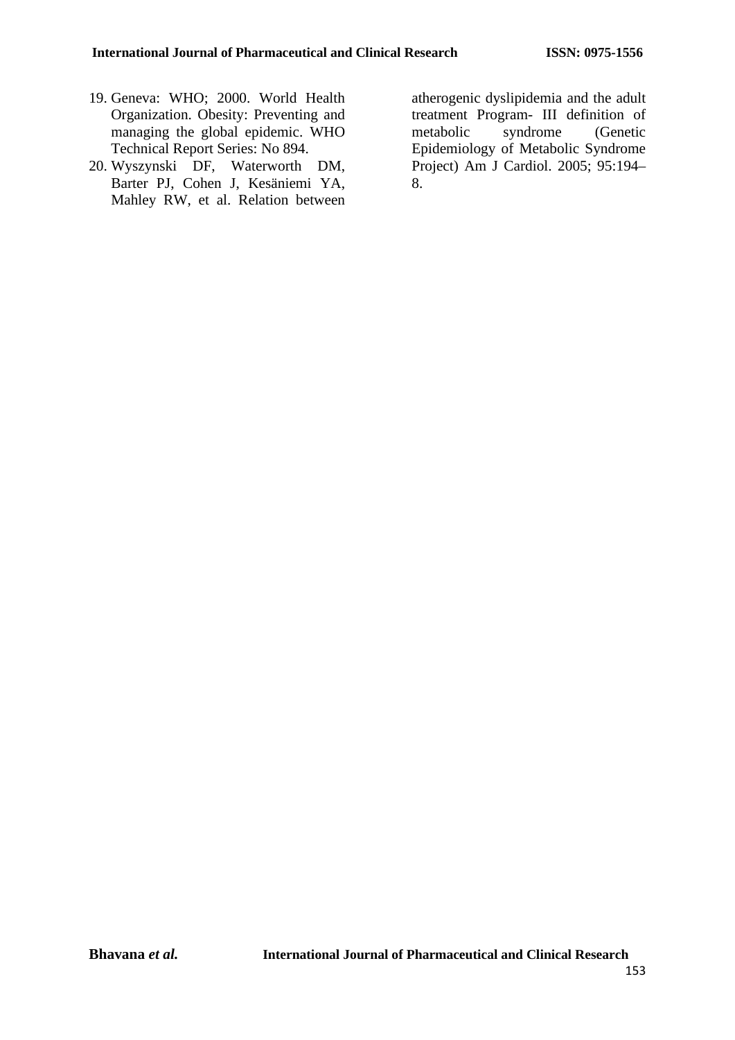19. Geneva: WHO; 2000. World Health Organization. Obesity: Preventing and managing the global epidemic. WHO Technical Report Series: No 894.
20. Wyszynski DF, Waterworth DM, Barter PJ, Cohen J, Kesäniemi YA, Mahley RW, et al. Relation between atherogenic dyslipidemia and the adult treatment Program- III definition of metabolic syndrome (Genetic Epidemiology of Metabolic Syndrome Project) Am J Cardiol. 2005; 95:194–8.